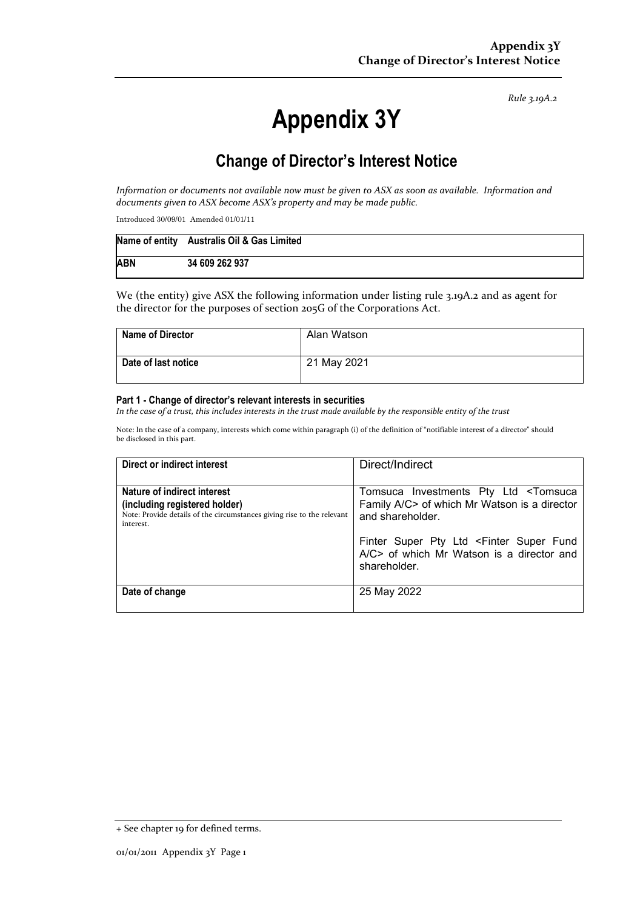*Rule 3.19A.2*

# Appendix 3Y

## Change of Director's Interest Notice

*Information or documents not available now must be given to ASX as soon as available. Information and documents given to ASX become ASX's property and may be made public.*

Introduced 30/09/01 Amended 01/01/11

| Name of entity | Australis Oil & Gas Limited |
|---|---|
| ABN | 34 609 262 937 |

We (the entity) give ASX the following information under listing rule 3.19A.2 and as agent for the director for the purposes of section 205G of the Corporations Act.

| Name of Director | Alan Watson |
|---|---|
| Date of last notice | 21 May 2021 |

#### Part 1 - Change of director's relevant interests in securities

*In the case of a trust, this includes interests in the trust made available by the responsible entity of the trust*

Note: In the case of a company, interests which come within paragraph (i) of the definition of "notifiable interest of a director" should be disclosed in this part.

| Direct or indirect interest | Direct/Indirect |
|---|---|
| **Nature of indirect interest (including registered holder)**<br>Note: Provide details of the circumstances giving rise to the relevant interest. | Tomsuca Investments Pty Ltd <Tomsuca Family A/C> of which Mr Watson is a director and shareholder.<br><br>Finter Super Pty Ltd <Finter Super Fund A/C> of which Mr Watson is a director and shareholder. |
| **Date of change** | 25 May 2022 |

+ See chapter 19 for defined terms.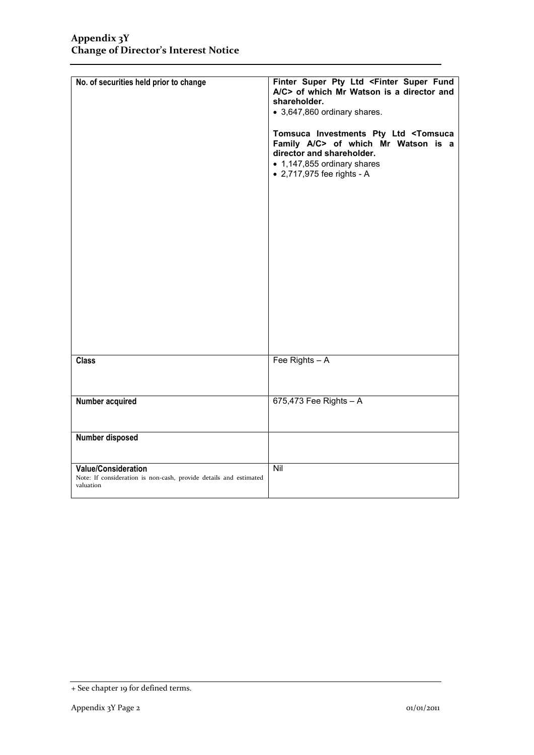## Appendix 3Y
## Change of Director's Interest Notice

| | |
|---|---|
| **No. of securities held prior to change** | **Finter Super Pty Ltd <Finter Super Fund A/C> of which Mr Watson is a director and shareholder.**<br>• 3,647,860 ordinary shares.<br><br>**Tomsuca Investments Pty Ltd <Tomsuca Family A/C> of which Mr Watson is a director and shareholder.**<br>• 1,147,855 ordinary shares<br>• 2,717,975 fee rights - A |
| **Class** | Fee Rights – A |
| **Number acquired** | 675,473 Fee Rights – A |
| **Number disposed** | |
| **Value/Consideration**<br>Note: If consideration is non-cash, provide details and estimated valuation | Nil |

+ See chapter 19 for defined terms.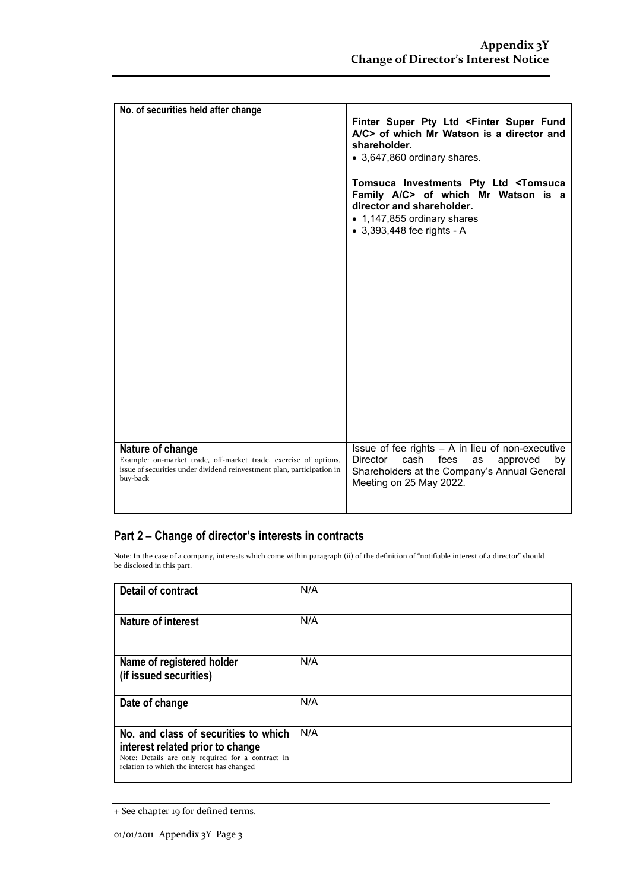| | |
|---|---|
| **No. of securities held after change** | **Finter Super Pty Ltd <Finter Super Fund A/C> of which Mr Watson is a director and shareholder.**<br>• 3,647,860 ordinary shares.<br><br>**Tomsuca Investments Pty Ltd <Tomsuca Family A/C> of which Mr Watson is a director and shareholder.**<br>• 1,147,855 ordinary shares<br>• 3,393,448 fee rights - A |
| **Nature of change**<br>Example: on-market trade, off-market trade, exercise of options, issue of securities under dividend reinvestment plan, participation in buy-back | Issue of fee rights – A in lieu of non-executive Director cash fees as approved by Shareholders at the Company's Annual General Meeting on 25 May 2022. |

## Part 2 – Change of director's interests in contracts

Note: In the case of a company, interests which come within paragraph (ii) of the definition of "notifiable interest of a director" should be disclosed in this part.

| | |
|---|---|
| **Detail of contract** | N/A |
| **Nature of interest** | N/A |
| **Name of registered holder (if issued securities)** | N/A |
| **Date of change** | N/A |
| **No. and class of securities to which interest related prior to change**<br>Note: Details are only required for a contract in relation to which the interest has changed | N/A |

+ See chapter 19 for defined terms.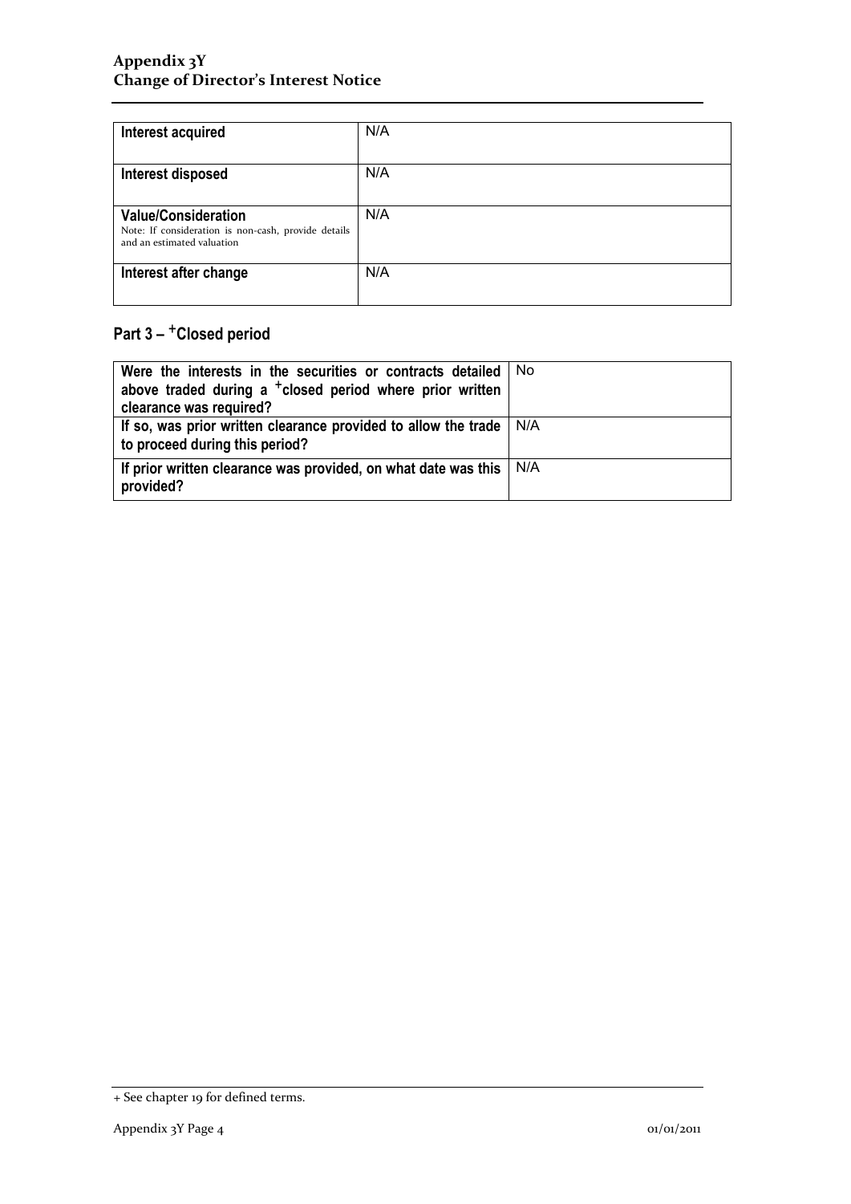| | |
|---|---|
| **Interest acquired** | N/A |
| **Interest disposed** | N/A |
| **Value/Consideration**<br>Note: If consideration is non-cash, provide details and an estimated valuation | N/A |
| **Interest after change** | N/A |

## Part 3 – +Closed period

| | |
|---|---|
| **Were the interests in the securities or contracts detailed above traded during a +closed period where prior written clearance was required?** | No |
| **If so, was prior written clearance provided to allow the trade to proceed during this period?** | N/A |
| **If prior written clearance was provided, on what date was this provided?** | N/A |

+ See chapter 19 for defined terms.